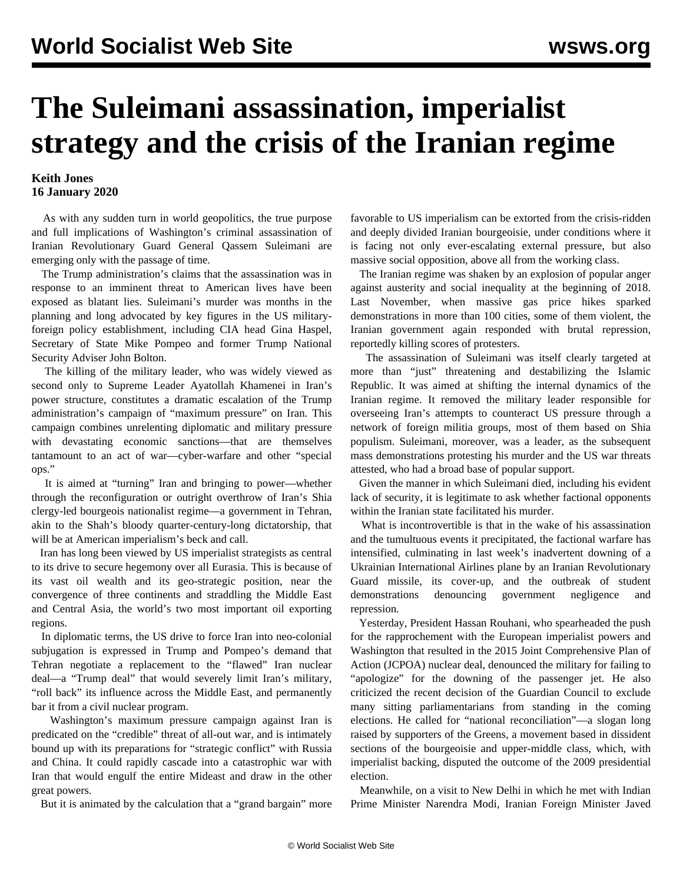# The Suleimani assassination, imperialist strategy and the crisis of the Iranian regime

**Keith Jones**
**16 January 2020**

As with any sudden turn in world geopolitics, the true purpose and full implications of Washington's criminal assassination of Iranian Revolutionary Guard General Qassem Suleimani are emerging only with the passage of time.

The Trump administration's claims that the assassination was in response to an imminent threat to American lives have been exposed as blatant lies. Suleimani's murder was months in the planning and long advocated by key figures in the US military-foreign policy establishment, including CIA head Gina Haspel, Secretary of State Mike Pompeo and former Trump National Security Adviser John Bolton.

The killing of the military leader, who was widely viewed as second only to Supreme Leader Ayatollah Khamenei in Iran's power structure, constitutes a dramatic escalation of the Trump administration's campaign of "maximum pressure" on Iran. This campaign combines unrelenting diplomatic and military pressure with devastating economic sanctions—that are themselves tantamount to an act of war—cyber-warfare and other "special ops."

It is aimed at "turning" Iran and bringing to power—whether through the reconfiguration or outright overthrow of Iran's Shia clergy-led bourgeois nationalist regime—a government in Tehran, akin to the Shah's bloody quarter-century-long dictatorship, that will be at American imperialism's beck and call.

Iran has long been viewed by US imperialist strategists as central to its drive to secure hegemony over all Eurasia. This is because of its vast oil wealth and its geo-strategic position, near the convergence of three continents and straddling the Middle East and Central Asia, the world's two most important oil exporting regions.

In diplomatic terms, the US drive to force Iran into neo-colonial subjugation is expressed in Trump and Pompeo's demand that Tehran negotiate a replacement to the "flawed" Iran nuclear deal—a "Trump deal" that would severely limit Iran's military, "roll back" its influence across the Middle East, and permanently bar it from a civil nuclear program.

Washington's maximum pressure campaign against Iran is predicated on the "credible" threat of all-out war, and is intimately bound up with its preparations for "strategic conflict" with Russia and China. It could rapidly cascade into a catastrophic war with Iran that would engulf the entire Mideast and draw in the other great powers.

But it is animated by the calculation that a "grand bargain" more favorable to US imperialism can be extorted from the crisis-ridden and deeply divided Iranian bourgeoisie, under conditions where it is facing not only ever-escalating external pressure, but also massive social opposition, above all from the working class.

The Iranian regime was shaken by an explosion of popular anger against austerity and social inequality at the beginning of 2018. Last November, when massive gas price hikes sparked demonstrations in more than 100 cities, some of them violent, the Iranian government again responded with brutal repression, reportedly killing scores of protesters.

The assassination of Suleimani was itself clearly targeted at more than "just" threatening and destabilizing the Islamic Republic. It was aimed at shifting the internal dynamics of the Iranian regime. It removed the military leader responsible for overseeing Iran's attempts to counteract US pressure through a network of foreign militia groups, most of them based on Shia populism. Suleimani, moreover, was a leader, as the subsequent mass demonstrations protesting his murder and the US war threats attested, who had a broad base of popular support.

Given the manner in which Suleimani died, including his evident lack of security, it is legitimate to ask whether factional opponents within the Iranian state facilitated his murder.

What is incontrovertible is that in the wake of his assassination and the tumultuous events it precipitated, the factional warfare has intensified, culminating in last week's inadvertent downing of a Ukrainian International Airlines plane by an Iranian Revolutionary Guard missile, its cover-up, and the outbreak of student demonstrations denouncing government negligence and repression.

Yesterday, President Hassan Rouhani, who spearheaded the push for the rapprochement with the European imperialist powers and Washington that resulted in the 2015 Joint Comprehensive Plan of Action (JCPOA) nuclear deal, denounced the military for failing to "apologize" for the downing of the passenger jet. He also criticized the recent decision of the Guardian Council to exclude many sitting parliamentarians from standing in the coming elections. He called for "national reconciliation"—a slogan long raised by supporters of the Greens, a movement based in dissident sections of the bourgeoisie and upper-middle class, which, with imperialist backing, disputed the outcome of the 2009 presidential election.

Meanwhile, on a visit to New Delhi in which he met with Indian Prime Minister Narendra Modi, Iranian Foreign Minister Javed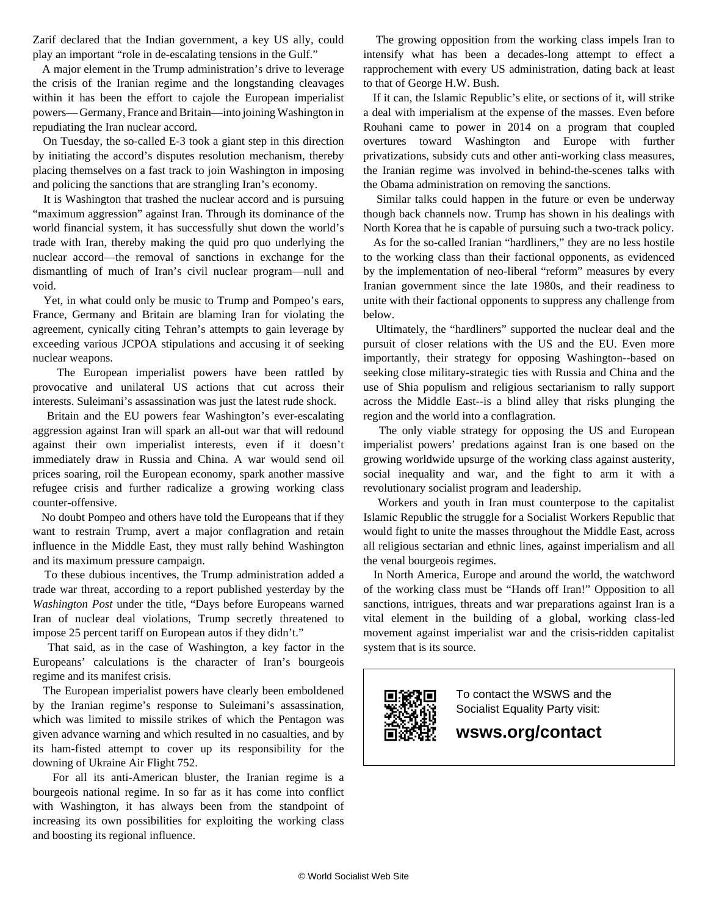Zarif declared that the Indian government, a key US ally, could play an important "role in de-escalating tensions in the Gulf."

A major element in the Trump administration's drive to leverage the crisis of the Iranian regime and the longstanding cleavages within it has been the effort to cajole the European imperialist powers—Germany, France and Britain—into joining Washington in repudiating the Iran nuclear accord.

On Tuesday, the so-called E-3 took a giant step in this direction by initiating the accord's disputes resolution mechanism, thereby placing themselves on a fast track to join Washington in imposing and policing the sanctions that are strangling Iran's economy.

It is Washington that trashed the nuclear accord and is pursuing "maximum aggression" against Iran. Through its dominance of the world financial system, it has successfully shut down the world's trade with Iran, thereby making the quid pro quo underlying the nuclear accord—the removal of sanctions in exchange for the dismantling of much of Iran's civil nuclear program—null and void.

Yet, in what could only be music to Trump and Pompeo's ears, France, Germany and Britain are blaming Iran for violating the agreement, cynically citing Tehran's attempts to gain leverage by exceeding various JCPOA stipulations and accusing it of seeking nuclear weapons.

The European imperialist powers have been rattled by provocative and unilateral US actions that cut across their interests. Suleimani's assassination was just the latest rude shock.

Britain and the EU powers fear Washington's ever-escalating aggression against Iran will spark an all-out war that will redound against their own imperialist interests, even if it doesn't immediately draw in Russia and China. A war would send oil prices soaring, roil the European economy, spark another massive refugee crisis and further radicalize a growing working class counter-offensive.

No doubt Pompeo and others have told the Europeans that if they want to restrain Trump, avert a major conflagration and retain influence in the Middle East, they must rally behind Washington and its maximum pressure campaign.

To these dubious incentives, the Trump administration added a trade war threat, according to a report published yesterday by the *Washington Post* under the title, "Days before Europeans warned Iran of nuclear deal violations, Trump secretly threatened to impose 25 percent tariff on European autos if they didn't."

That said, as in the case of Washington, a key factor in the Europeans' calculations is the character of Iran's bourgeois regime and its manifest crisis.

The European imperialist powers have clearly been emboldened by the Iranian regime's response to Suleimani's assassination, which was limited to missile strikes of which the Pentagon was given advance warning and which resulted in no casualties, and by its ham-fisted attempt to cover up its responsibility for the downing of Ukraine Air Flight 752.

For all its anti-American bluster, the Iranian regime is a bourgeois national regime. In so far as it has come into conflict with Washington, it has always been from the standpoint of increasing its own possibilities for exploiting the working class and boosting its regional influence.

The growing opposition from the working class impels Iran to intensify what has been a decades-long attempt to effect a rapprochement with every US administration, dating back at least to that of George H.W. Bush.

If it can, the Islamic Republic's elite, or sections of it, will strike a deal with imperialism at the expense of the masses. Even before Rouhani came to power in 2014 on a program that coupled overtures toward Washington and Europe with further privatizations, subsidy cuts and other anti-working class measures, the Iranian regime was involved in behind-the-scenes talks with the Obama administration on removing the sanctions.

Similar talks could happen in the future or even be underway though back channels now. Trump has shown in his dealings with North Korea that he is capable of pursuing such a two-track policy.

As for the so-called Iranian "hardliners," they are no less hostile to the working class than their factional opponents, as evidenced by the implementation of neo-liberal "reform" measures by every Iranian government since the late 1980s, and their readiness to unite with their factional opponents to suppress any challenge from below.

Ultimately, the "hardliners" supported the nuclear deal and the pursuit of closer relations with the US and the EU. Even more importantly, their strategy for opposing Washington--based on seeking close military-strategic ties with Russia and China and the use of Shia populism and religious sectarianism to rally support across the Middle East--is a blind alley that risks plunging the region and the world into a conflagration.

The only viable strategy for opposing the US and European imperialist powers' predations against Iran is one based on the growing worldwide upsurge of the working class against austerity, social inequality and war, and the fight to arm it with a revolutionary socialist program and leadership.

Workers and youth in Iran must counterpose to the capitalist Islamic Republic the struggle for a Socialist Workers Republic that would fight to unite the masses throughout the Middle East, across all religious sectarian and ethnic lines, against imperialism and all the venal bourgeois regimes.

In North America, Europe and around the world, the watchword of the working class must be "Hands off Iran!" Opposition to all sanctions, intrigues, threats and war preparations against Iran is a vital element in the building of a global, working class-led movement against imperialist war and the crisis-ridden capitalist system that is its source.

To contact the WSWS and the Socialist Equality Party visit:

**wsws.org/contact**